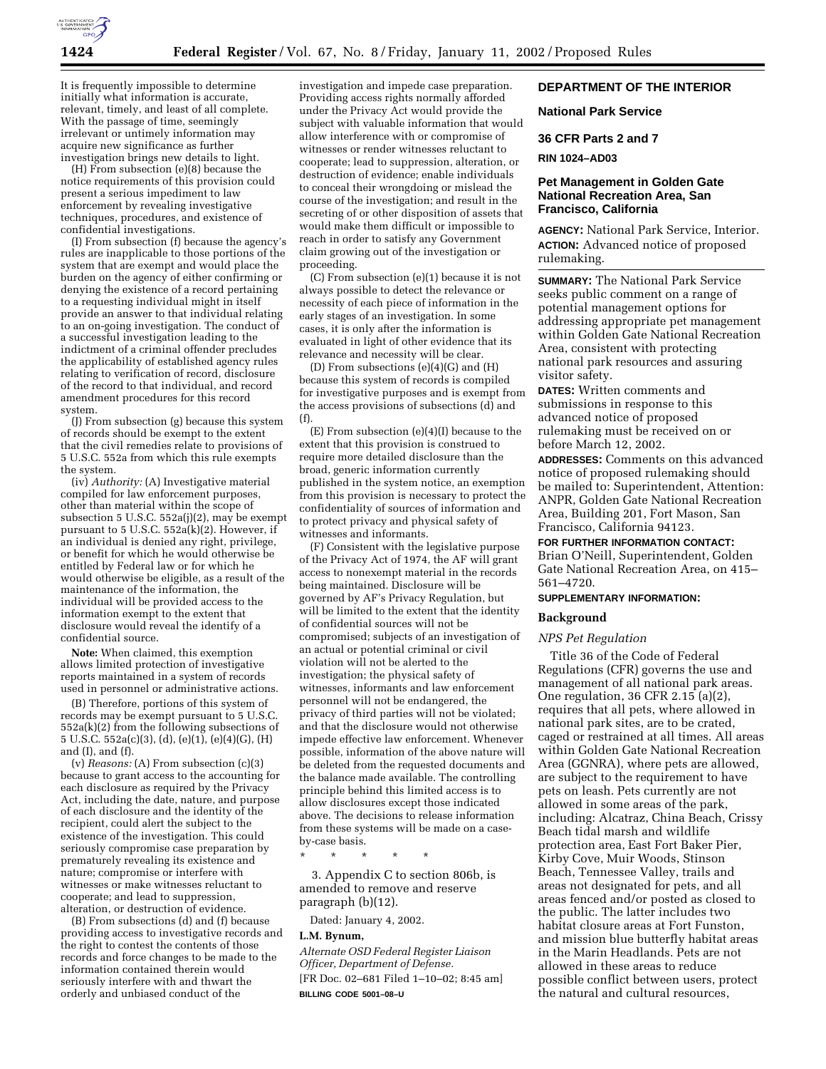It is frequently impossible to determine initially what information is accurate, relevant, timely, and least of all complete. With the passage of time, seemingly irrelevant or untimely information may acquire new significance as further investigation brings new details to light.

(H) From subsection (e)(8) because the notice requirements of this provision could present a serious impediment to law enforcement by revealing investigative techniques, procedures, and existence of confidential investigations.

(I) From subsection (f) because the agency's rules are inapplicable to those portions of the system that are exempt and would place the burden on the agency of either confirming or denying the existence of a record pertaining to a requesting individual might in itself provide an answer to that individual relating to an on-going investigation. The conduct of a successful investigation leading to the indictment of a criminal offender precludes the applicability of established agency rules relating to verification of record, disclosure of the record to that individual, and record amendment procedures for this record system.

(J) From subsection (g) because this system of records should be exempt to the extent that the civil remedies relate to provisions of 5 U.S.C. 552a from which this rule exempts the system.

(iv) *Authority:* (A) Investigative material compiled for law enforcement purposes, other than material within the scope of subsection 5 U.S.C. 552a(j)(2), may be exempt pursuant to 5 U.S.C. 552a(k)(2). However, if an individual is denied any right, privilege, or benefit for which he would otherwise be entitled by Federal law or for which he would otherwise be eligible, as a result of the maintenance of the information, the individual will be provided access to the information exempt to the extent that disclosure would reveal the identify of a confidential source.

**Note:** When claimed, this exemption allows limited protection of investigative reports maintained in a system of records used in personnel or administrative actions.

(B) Therefore, portions of this system of records may be exempt pursuant to 5 U.S.C. 552a(k)(2) from the following subsections of 5 U.S.C. 552a(c)(3), (d), (e)(1), (e)(4)(G), (H) and (I), and (f).

(v) *Reasons:* (A) From subsection (c)(3) because to grant access to the accounting for each disclosure as required by the Privacy Act, including the date, nature, and purpose of each disclosure and the identity of the recipient, could alert the subject to the existence of the investigation. This could seriously compromise case preparation by prematurely revealing its existence and nature; compromise or interfere with witnesses or make witnesses reluctant to cooperate; and lead to suppression, alteration, or destruction of evidence.

(B) From subsections (d) and (f) because providing access to investigative records and the right to contest the contents of those records and force changes to be made to the information contained therein would seriously interfere with and thwart the orderly and unbiased conduct of the investigation and impede case preparation. Providing access rights normally afforded under the Privacy Act would provide the subject with valuable information that would allow interference with or compromise of witnesses or render witnesses reluctant to cooperate; lead to suppression, alteration, or destruction of evidence; enable individuals to conceal their wrongdoing or mislead the course of the investigation; and result in the secreting of or other disposition of assets that would make them difficult or impossible to reach in order to satisfy any Government claim growing out of the investigation or proceeding.

(C) From subsection (e)(1) because it is not always possible to detect the relevance or necessity of each piece of information in the early stages of an investigation. In some cases, it is only after the information is evaluated in light of other evidence that its relevance and necessity will be clear.

(D) From subsections (e)(4)(G) and (H) because this system of records is compiled for investigative purposes and is exempt from the access provisions of subsections (d) and (f).

(E) From subsection (e)(4)(I) because to the extent that this provision is construed to require more detailed disclosure than the broad, generic information currently published in the system notice, an exemption from this provision is necessary to protect the confidentiality of sources of information and to protect privacy and physical safety of witnesses and informants.

(F) Consistent with the legislative purpose of the Privacy Act of 1974, the AF will grant access to nonexempt material in the records being maintained. Disclosure will be governed by AF's Privacy Regulation, but will be limited to the extent that the identity of confidential sources will not be compromised; subjects of an investigation of an actual or potential criminal or civil violation will not be alerted to the investigation; the physical safety of witnesses, informants and law enforcement personnel will not be endangered, the privacy of third parties will not be violated; and that the disclosure would not otherwise impede effective law enforcement. Whenever possible, information of the above nature will be deleted from the requested documents and the balance made available. The controlling principle behind this limited access is to allow disclosures except those indicated above. The decisions to release information from these systems will be made on a case-by-case basis.

\* \* \* \* \*

3. Appendix C to section 806b, is amended to remove and reserve paragraph (b)(12).

Dated: January 4, 2002.

**L.M. Bynum,**

*Alternate OSD Federal Register Liaison Officer, Department of Defense.*

[FR Doc. 02–681 Filed 1–10–02; 8:45 am]

**BILLING CODE 5001–08–U**

## DEPARTMENT OF THE INTERIOR

## National Park Service

## 36 CFR Parts 2 and 7

**RIN 1024–AD03**

## Pet Management in Golden Gate National Recreation Area, San Francisco, California

**AGENCY:** National Park Service, Interior.

**ACTION:** Advanced notice of proposed rulemaking.

**SUMMARY:** The National Park Service seeks public comment on a range of potential management options for addressing appropriate pet management within Golden Gate National Recreation Area, consistent with protecting national park resources and assuring visitor safety.

**DATES:** Written comments and submissions in response to this advanced notice of proposed rulemaking must be received on or before March 12, 2002.

**ADDRESSES:** Comments on this advanced notice of proposed rulemaking should be mailed to: Superintendent, Attention: ANPR, Golden Gate National Recreation Area, Building 201, Fort Mason, San Francisco, California 94123.

**FOR FURTHER INFORMATION CONTACT:** Brian O'Neill, Superintendent, Golden Gate National Recreation Area, on 415–561–4720.

**SUPPLEMENTARY INFORMATION:**

### Background

*NPS Pet Regulation*

Title 36 of the Code of Federal Regulations (CFR) governs the use and management of all national park areas. One regulation, 36 CFR 2.15 (a)(2), requires that all pets, where allowed in national park sites, are to be crated, caged or restrained at all times. All areas within Golden Gate National Recreation Area (GGNRA), where pets are allowed, are subject to the requirement to have pets on leash. Pets currently are not allowed in some areas of the park, including: Alcatraz, China Beach, Crissy Beach tidal marsh and wildlife protection area, East Fort Baker Pier, Kirby Cove, Muir Woods, Stinson Beach, Tennessee Valley, trails and areas not designated for pets, and all areas fenced and/or posted as closed to the public. The latter includes two habitat closure areas at Fort Funston, and mission blue butterfly habitat areas in the Marin Headlands. Pets are not allowed in these areas to reduce possible conflict between users, protect the natural and cultural resources,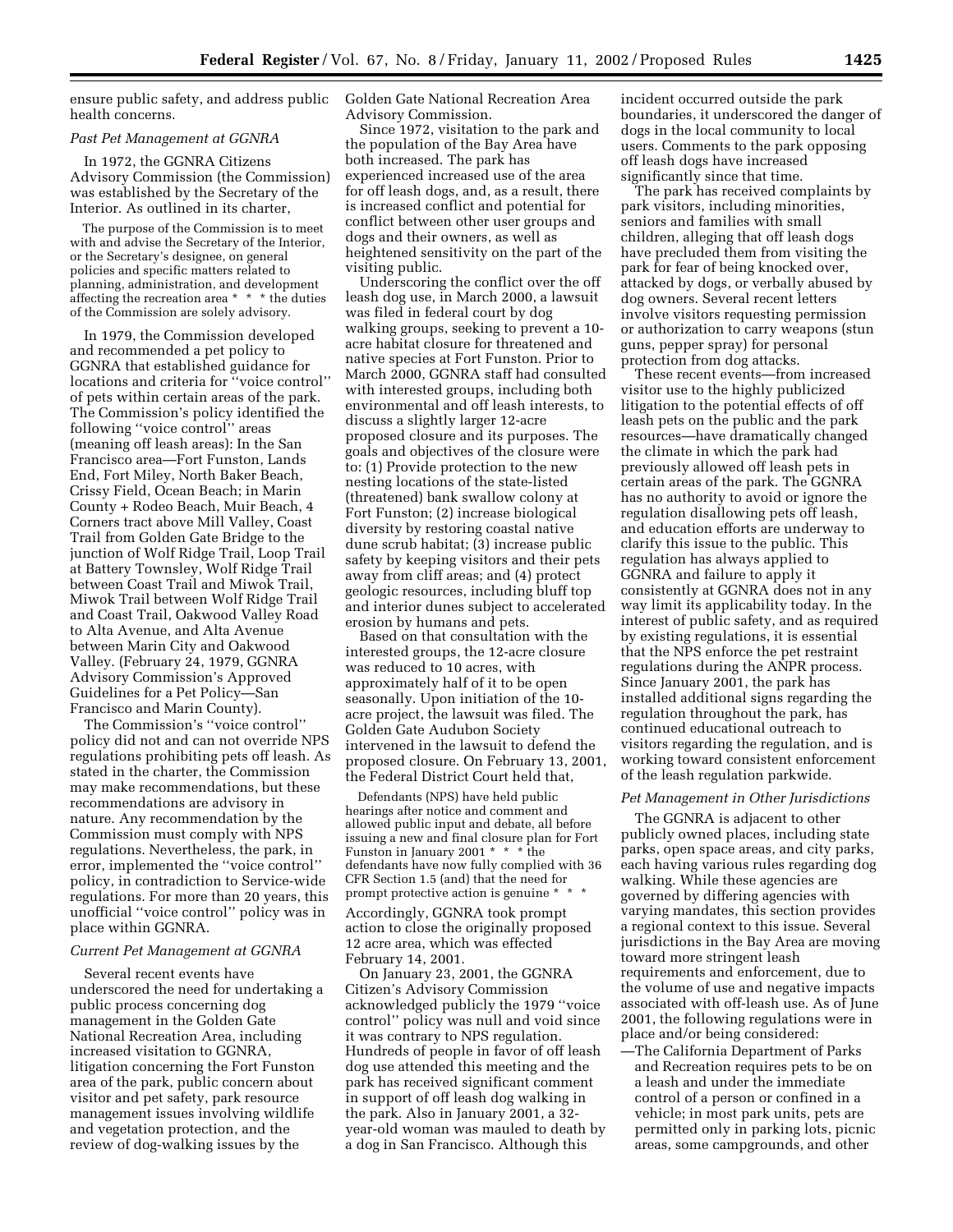ensure public safety, and address public health concerns.

*Past Pet Management at GGNRA*

In 1972, the GGNRA Citizens Advisory Commission (the Commission) was established by the Secretary of the Interior. As outlined in its charter,

> The purpose of the Commission is to meet with and advise the Secretary of the Interior, or the Secretary's designee, on general policies and specific matters related to planning, administration, and development affecting the recreation area * * * the duties of the Commission are solely advisory.

In 1979, the Commission developed and recommended a pet policy to GGNRA that established guidance for locations and criteria for ''voice control'' of pets within certain areas of the park. The Commission's policy identified the following ''voice control'' areas (meaning off leash areas): In the San Francisco area—Fort Funston, Lands End, Fort Miley, North Baker Beach, Crissy Field, Ocean Beach; in Marin County + Rodeo Beach, Muir Beach, 4 Corners tract above Mill Valley, Coast Trail from Golden Gate Bridge to the junction of Wolf Ridge Trail, Loop Trail at Battery Townsley, Wolf Ridge Trail between Coast Trail and Miwok Trail, Miwok Trail between Wolf Ridge Trail and Coast Trail, Oakwood Valley Road to Alta Avenue, and Alta Avenue between Marin City and Oakwood Valley. (February 24, 1979, GGNRA Advisory Commission's Approved Guidelines for a Pet Policy—San Francisco and Marin County).

The Commission's ''voice control'' policy did not and can not override NPS regulations prohibiting pets off leash. As stated in the charter, the Commission may make recommendations, but these recommendations are advisory in nature. Any recommendation by the Commission must comply with NPS regulations. Nevertheless, the park, in error, implemented the ''voice control'' policy, in contradiction to Service-wide regulations. For more than 20 years, this unofficial ''voice control'' policy was in place within GGNRA.

*Current Pet Management at GGNRA*

Several recent events have underscored the need for undertaking a public process concerning dog management in the Golden Gate National Recreation Area, including increased visitation to GGNRA, litigation concerning the Fort Funston area of the park, public concern about visitor and pet safety, park resource management issues involving wildlife and vegetation protection, and the review of dog-walking issues by the Golden Gate National Recreation Area Advisory Commission.

Since 1972, visitation to the park and the population of the Bay Area have both increased. The park has experienced increased use of the area for off leash dogs, and, as a result, there is increased conflict and potential for conflict between other user groups and dogs and their owners, as well as heightened sensitivity on the part of the visiting public.

Underscoring the conflict over the off leash dog use, in March 2000, a lawsuit was filed in federal court by dog walking groups, seeking to prevent a 10-acre habitat closure for threatened and native species at Fort Funston. Prior to March 2000, GGNRA staff had consulted with interested groups, including both environmental and off leash interests, to discuss a slightly larger 12-acre proposed closure and its purposes. The goals and objectives of the closure were to: (1) Provide protection to the new nesting locations of the state-listed (threatened) bank swallow colony at Fort Funston; (2) increase biological diversity by restoring coastal native dune scrub habitat; (3) increase public safety by keeping visitors and their pets away from cliff areas; and (4) protect geologic resources, including bluff top and interior dunes subject to accelerated erosion by humans and pets.

Based on that consultation with the interested groups, the 12-acre closure was reduced to 10 acres, with approximately half of it to be open seasonally. Upon initiation of the 10-acre project, the lawsuit was filed. The Golden Gate Audubon Society intervened in the lawsuit to defend the proposed closure. On February 13, 2001, the Federal District Court held that,

> Defendants (NPS) have held public hearings after notice and comment and allowed public input and debate, all before issuing a new and final closure plan for Fort Funston in January 2001 * * * the defendants have now fully complied with 36 CFR Section 1.5 (and) that the need for prompt protective action is genuine * * *

Accordingly, GGNRA took prompt action to close the originally proposed 12 acre area, which was effected February 14, 2001.

On January 23, 2001, the GGNRA Citizen's Advisory Commission acknowledged publicly the 1979 ''voice control'' policy was null and void since it was contrary to NPS regulation. Hundreds of people in favor of off leash dog use attended this meeting and the park has received significant comment in support of off leash dog walking in the park. Also in January 2001, a 32-year-old woman was mauled to death by a dog in San Francisco. Although this incident occurred outside the park boundaries, it underscored the danger of dogs in the local community to local users. Comments to the park opposing off leash dogs have increased significantly since that time.

The park has received complaints by park visitors, including minorities, seniors and families with small children, alleging that off leash dogs have precluded them from visiting the park for fear of being knocked over, attacked by dogs, or verbally abused by dog owners. Several recent letters involve visitors requesting permission or authorization to carry weapons (stun guns, pepper spray) for personal protection from dog attacks.

These recent events—from increased visitor use to the highly publicized litigation to the potential effects of off leash pets on the public and the park resources—have dramatically changed the climate in which the park had previously allowed off leash pets in certain areas of the park. The GGNRA has no authority to avoid or ignore the regulation disallowing pets off leash, and education efforts are underway to clarify this issue to the public. This regulation has always applied to GGNRA and failure to apply it consistently at GGNRA does not in any way limit its applicability today. In the interest of public safety, and as required by existing regulations, it is essential that the NPS enforce the pet restraint regulations during the ANPR process. Since January 2001, the park has installed additional signs regarding the regulation throughout the park, has continued educational outreach to visitors regarding the regulation, and is working toward consistent enforcement of the leash regulation parkwide.

*Pet Management in Other Jurisdictions*

The GGNRA is adjacent to other publicly owned places, including state parks, open space areas, and city parks, each having various rules regarding dog walking. While these agencies are governed by differing agencies with varying mandates, this section provides a regional context to this issue. Several jurisdictions in the Bay Area are moving toward more stringent leash requirements and enforcement, due to the volume of use and negative impacts associated with off-leash use. As of June 2001, the following regulations were in place and/or being considered:

—The California Department of Parks and Recreation requires pets to be on a leash and under the immediate control of a person or confined in a vehicle; in most park units, pets are permitted only in parking lots, picnic areas, some campgrounds, and other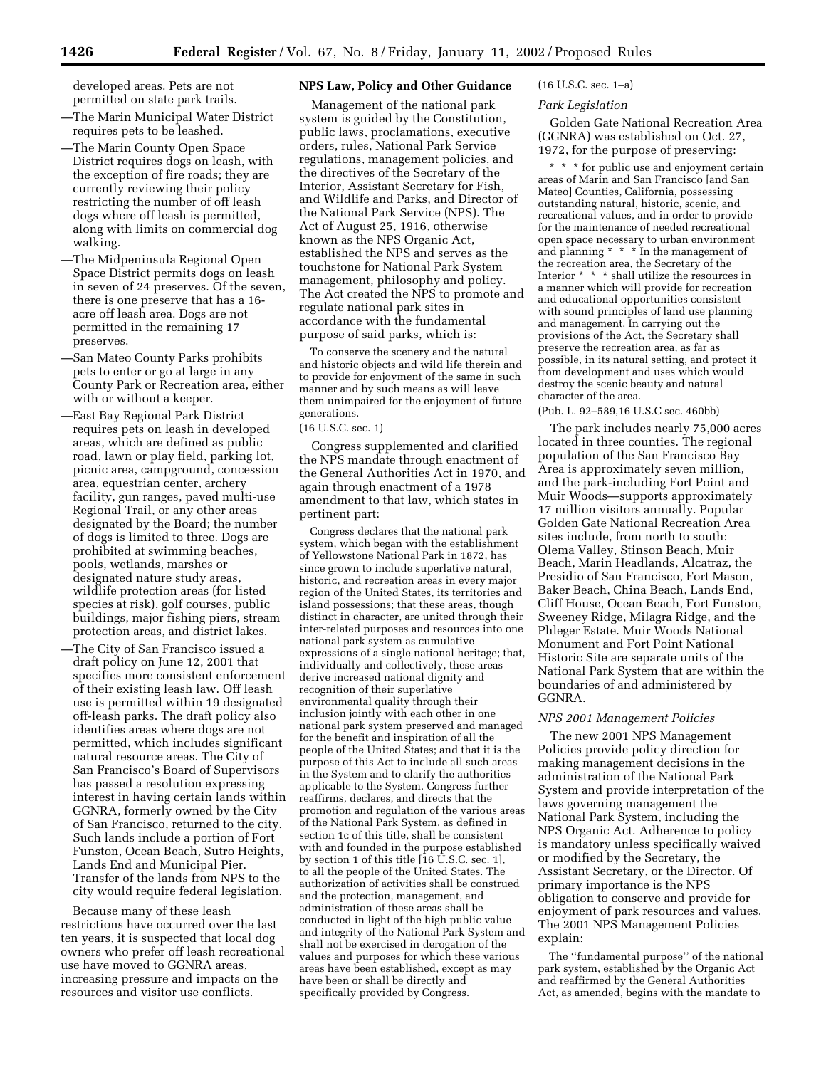developed areas. Pets are not permitted on state park trails.

—The Marin Municipal Water District requires pets to be leashed.

—The Marin County Open Space District requires dogs on leash, with the exception of fire roads; they are currently reviewing their policy restricting the number of off leash dogs where off leash is permitted, along with limits on commercial dog walking.

—The Midpeninsula Regional Open Space District permits dogs on leash in seven of 24 preserves. Of the seven, there is one preserve that has a 16-acre off leash area. Dogs are not permitted in the remaining 17 preserves.

—San Mateo County Parks prohibits pets to enter or go at large in any County Park or Recreation area, either with or without a keeper.

—East Bay Regional Park District requires pets on leash in developed areas, which are defined as public road, lawn or play field, parking lot, picnic area, campground, concession area, equestrian center, archery facility, gun ranges, paved multi-use Regional Trail, or any other areas designated by the Board; the number of dogs is limited to three. Dogs are prohibited at swimming beaches, pools, wetlands, marshes or designated nature study areas, wildlife protection areas (for listed species at risk), golf courses, public buildings, major fishing piers, stream protection areas, and district lakes.

—The City of San Francisco issued a draft policy on June 12, 2001 that specifies more consistent enforcement of their existing leash law. Off leash use is permitted within 19 designated off-leash parks. The draft policy also identifies areas where dogs are not permitted, which includes significant natural resource areas. The City of San Francisco's Board of Supervisors has passed a resolution expressing interest in having certain lands within GGNRA, formerly owned by the City of San Francisco, returned to the city. Such lands include a portion of Fort Funston, Ocean Beach, Sutro Heights, Lands End and Municipal Pier. Transfer of the lands from NPS to the city would require federal legislation.

Because many of these leash restrictions have occurred over the last ten years, it is suspected that local dog owners who prefer off leash recreational use have moved to GGNRA areas, increasing pressure and impacts on the resources and visitor use conflicts.

**NPS Law, Policy and Other Guidance**

Management of the national park system is guided by the Constitution, public laws, proclamations, executive orders, rules, National Park Service regulations, management policies, and the directives of the Secretary of the Interior, Assistant Secretary for Fish, and Wildlife and Parks, and Director of the National Park Service (NPS). The Act of August 25, 1916, otherwise known as the NPS Organic Act, established the NPS and serves as the touchstone for National Park System management, philosophy and policy. The Act created the NPS to promote and regulate national park sites in accordance with the fundamental purpose of said parks, which is:

> To conserve the scenery and the natural and historic objects and the wild life therein and to provide for enjoyment of the same in such manner and by such means as will leave them unimpaired for the enjoyment of future generations.

(16 U.S.C. sec. 1)

Congress supplemented and clarified the NPS mandate through enactment of the General Authorities Act in 1970, and again through enactment of a 1978 amendment to that law, which states in pertinent part:

> Congress declares that the national park system, which began with the establishment of Yellowstone National Park in 1872, has since grown to include superlative natural, historic, and recreation areas in every major region of the United States, its territories and island possessions; that these areas, though distinct in character, are united through their inter-related purposes and resources into one national park system as cumulative expressions of a single national heritage; that, individually and collectively, these areas derive increased national dignity and recognition of their superlative environmental quality through their inclusion jointly with each other in one national park system preserved and managed for the benefit and inspiration of all the people of the United States; and that it is the purpose of this Act to include all such areas in the System and to clarify the authorities applicable to the System. Congress further reaffirms, declares, and directs that the promotion and regulation of the various areas of the National Park System, as defined in section 1c of this title, shall be consistent with and founded in the purpose established by section 1 of this title [16 U.S.C. sec. 1], to all the people of the United States. The authorization of activities shall be construed and the protection, management, and administration of these areas shall be conducted in light of the high public value and integrity of the National Park System and shall not be exercised in derogation of the values and purposes for which these various areas have been established, except as may have been or shall be directly and specifically provided by Congress.

(16 U.S.C. sec. 1–a)

*Park Legislation*

Golden Gate National Recreation Area (GGNRA) was established on Oct. 27, 1972, for the purpose of preserving:

> * * * for public use and enjoyment certain areas of Marin and San Francisco [and San Mateo] Counties, California, possessing outstanding natural, historic, scenic, and recreational values, and in order to provide for the maintenance of needed recreational open space necessary to urban environment and planning * * * In the management of the recreation area, the Secretary of the Interior * * * shall utilize the resources in a manner which will provide for recreation and educational opportunities consistent with sound principles of land use planning and management. In carrying out the provisions of the Act, the Secretary shall preserve the recreation area, as far as possible, in its natural setting, and protect it from development and uses which would destroy the scenic beauty and natural character of the area.

(Pub. L. 92–589,16 U.S.C sec. 460bb)

The park includes nearly 75,000 acres located in three counties. The regional population of the San Francisco Bay Area is approximately seven million, and the park-including Fort Point and Muir Woods—supports approximately 17 million visitors annually. Popular Golden Gate National Recreation Area sites include, from north to south: Olema Valley, Stinson Beach, Muir Beach, Marin Headlands, Alcatraz, the Presidio of San Francisco, Fort Mason, Baker Beach, China Beach, Lands End, Cliff House, Ocean Beach, Fort Funston, Sweeney Ridge, Milagra Ridge, and the Phleger Estate. Muir Woods National Monument and Fort Point National Historic Site are separate units of the National Park System that are within the boundaries of and administered by GGNRA.

*NPS 2001 Management Policies*

The new 2001 NPS Management Policies provide policy direction for making management decisions in the administration of the National Park System and provide interpretation of the laws governing management the National Park System, including the NPS Organic Act. Adherence to policy is mandatory unless specifically waived or modified by the Secretary, the Assistant Secretary, or the Director. Of primary importance is the NPS obligation to conserve and provide for enjoyment of park resources and values. The 2001 NPS Management Policies explain:

> The "fundamental purpose" of the national park system, established by the Organic Act and reaffirmed by the General Authorities Act, as amended, begins with the mandate to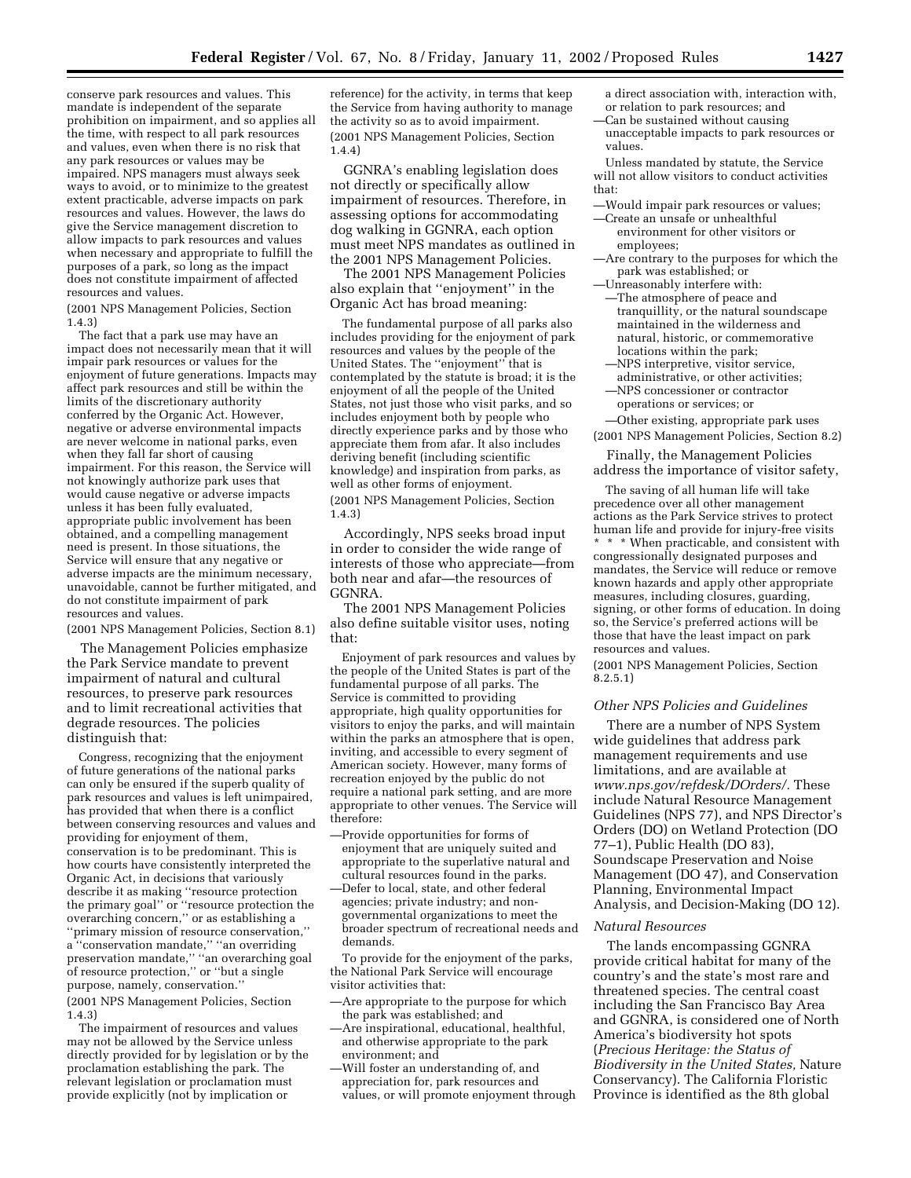conserve park resources and values. This mandate is independent of the separate prohibition on impairment, and so applies all the time, with respect to all park resources and values, even when there is no risk that any park resources or values may be impaired. NPS managers must always seek ways to avoid, or to minimize to the greatest extent practicable, adverse impacts on park resources and values. However, the laws do give the Service management discretion to allow impacts to park resources and values when necessary and appropriate to fulfill the purposes of a park, so long as the impact does not constitute impairment of affected resources and values.

(2001 NPS Management Policies, Section 1.4.3)

The fact that a park use may have an impact does not necessarily mean that it will impair park resources or values for the enjoyment of future generations. Impacts may affect park resources and still be within the limits of the discretionary authority conferred by the Organic Act. However, negative or adverse environmental impacts are never welcome in national parks, even when they fall far short of causing impairment. For this reason, the Service will not knowingly authorize park uses that would cause negative or adverse impacts unless it has been fully evaluated, appropriate public involvement has been obtained, and a compelling management need is present. In those situations, the Service will ensure that any negative or adverse impacts are the minimum necessary, unavoidable, cannot be further mitigated, and do not constitute impairment of park resources and values.

(2001 NPS Management Policies, Section 8.1)

The Management Policies emphasize the Park Service mandate to prevent impairment of natural and cultural resources, to preserve park resources and to limit recreational activities that degrade resources. The policies distinguish that:

Congress, recognizing that the enjoyment of future generations of the national parks can only be ensured if the superb quality of park resources and values is left unimpaired, has provided that when there is a conflict between conserving resources and values and providing for enjoyment of them, conservation is to be predominant. This is how courts have consistently interpreted the Organic Act, in decisions that variously describe it as making ''resource protection the primary goal'' or ''resource protection the overarching concern,'' or as establishing a ''primary mission of resource conservation,'' a ''conservation mandate,'' ''an overriding preservation mandate,'' ''an overarching goal of resource protection,'' or ''but a single purpose, namely, conservation.''

(2001 NPS Management Policies, Section 1.4.3)

The impairment of resources and values may not be allowed by the Service unless directly provided for by legislation or by the proclamation establishing the park. The relevant legislation or proclamation must provide explicitly (not by implication or reference) for the activity, in terms that keep the Service from having authority to manage the activity so as to avoid impairment.

(2001 NPS Management Policies, Section 1.4.4)

GGNRA's enabling legislation does not directly or specifically allow impairment of resources. Therefore, in assessing options for accommodating dog walking in GGNRA, each option must meet NPS mandates as outlined in the 2001 NPS Management Policies.

The 2001 NPS Management Policies also explain that ''enjoyment'' in the Organic Act has broad meaning:

The fundamental purpose of all parks also includes providing for the enjoyment of park resources and values by the people of the United States. The ''enjoyment'' that is contemplated by the statute is broad; it is the enjoyment of all the people of the United States, not just those who visit parks, and so includes enjoyment both by people who directly experience parks and by those who appreciate them from afar. It also includes deriving benefit (including scientific knowledge) and inspiration from parks, as well as other forms of enjoyment.

(2001 NPS Management Policies, Section 1.4.3)

Accordingly, NPS seeks broad input in order to consider the wide range of interests of those who appreciate—from both near and afar—the resources of GGNRA.

The 2001 NPS Management Policies also define suitable visitor uses, noting that:

Enjoyment of park resources and values by the people of the United States is part of the fundamental purpose of all parks. The Service is committed to providing appropriate, high quality opportunities for visitors to enjoy the parks, and will maintain within the parks an atmosphere that is open, inviting, and accessible to every segment of American society. However, many forms of recreation enjoyed by the public do not require a national park setting, and are more appropriate to other venues. The Service will therefore:

—Provide opportunities for forms of enjoyment that are uniquely suited and appropriate to the superlative natural and cultural resources found in the parks.
—Defer to local, state, and other federal agencies; private industry; and non-governmental organizations to meet the broader spectrum of recreational needs and demands.

To provide for the enjoyment of the parks, the National Park Service will encourage visitor activities that:

—Are appropriate to the purpose for which the park was established; and
—Are inspirational, educational, healthful, and otherwise appropriate to the park environment; and
—Will foster an understanding of, and appreciation for, park resources and values, or will promote enjoyment through a direct association with, interaction with, or relation to park resources; and
—Can be sustained without causing unacceptable impacts to park resources or values.

Unless mandated by statute, the Service will not allow visitors to conduct activities that:

—Would impair park resources or values;
—Create an unsafe or unhealthful environment for other visitors or employees;
—Are contrary to the purposes for which the park was established; or
—Unreasonably interfere with:
  —The atmosphere of peace and tranquillity, or the natural soundscape maintained in the wilderness and natural, historic, or commemorative locations within the park;
  —NPS interpretive, visitor service, administrative, or other activities;
  —NPS concessioner or contractor operations or services; or
  —Other existing, appropriate park uses

(2001 NPS Management Policies, Section 8.2)

Finally, the Management Policies address the importance of visitor safety,

The saving of all human life will take precedence over all other management actions as the Park Service strives to protect human life and provide for injury-free visits * * * When practicable, and consistent with congressionally designated purposes and mandates, the Service will reduce or remove known hazards and apply other appropriate measures, including closures, guarding, signing, or other forms of education. In doing so, the Service's preferred actions will be those that have the least impact on park resources and values.

(2001 NPS Management Policies, Section 8.2.5.1)

### *Other NPS Policies and Guidelines*

There are a number of NPS System wide guidelines that address park management requirements and use limitations, and are available at *www.nps.gov/refdesk/DOrders/*. These include Natural Resource Management Guidelines (NPS 77), and NPS Director's Orders (DO) on Wetland Protection (DO 77–1), Public Health (DO 83), Soundscape Preservation and Noise Management (DO 47), and Conservation Planning, Environmental Impact Analysis, and Decision-Making (DO 12).

### *Natural Resources*

The lands encompassing GGNRA provide critical habitat for many of the country's and the state's most rare and threatened species. The central coast including the San Francisco Bay Area and GGNRA, is considered one of North America's biodiversity hot spots (*Precious Heritage: the Status of Biodiversity in the United States,* Nature Conservancy). The California Floristic Province is identified as the 8th global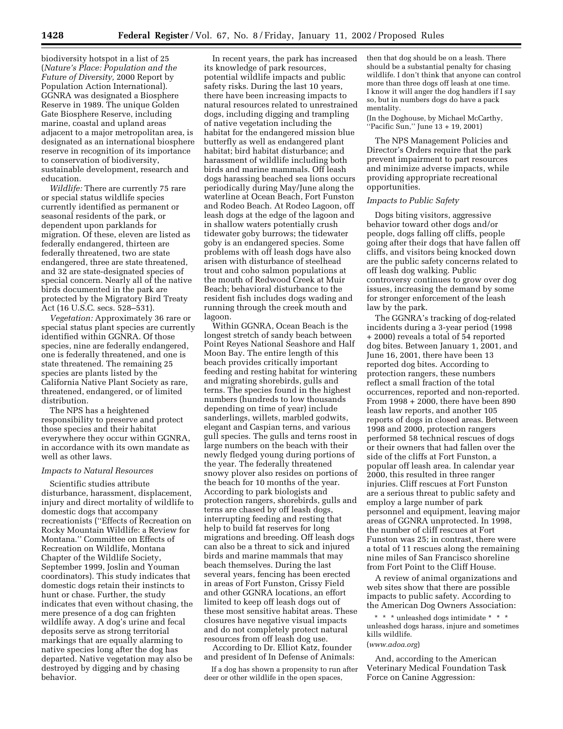biodiversity hotspot in a list of 25 (*Nature's Place: Population and the Future of Diversity,* 2000 Report by Population Action International). GGNRA was designated a Biosphere Reserve in 1989. The unique Golden Gate Biosphere Reserve, including marine, coastal and upland areas adjacent to a major metropolitan area, is designated as an international biosphere reserve in recognition of its importance to conservation of biodiversity, sustainable development, research and education.

*Wildlife:* There are currently 75 rare or special status wildlife species currently identified as permanent or seasonal residents of the park, or dependent upon parklands for migration. Of these, eleven are listed as federally endangered, thirteen are federally threatened, two are state endangered, three are state threatened, and 32 are state-designated species of special concern. Nearly all of the native birds documented in the park are protected by the Migratory Bird Treaty Act (16 U.S.C. secs. 528–531).

*Vegetation:* Approximately 36 rare or special status plant species are currently identified within GGNRA. Of those species, nine are federally endangered, one is federally threatened, and one is state threatened. The remaining 25 species are plants listed by the California Native Plant Society as rare, threatened, endangered, or of limited distribution.

The NPS has a heightened responsibility to preserve and protect those species and their habitat everywhere they occur within GGNRA, in accordance with its own mandate as well as other laws.

*Impacts to Natural Resources*

Scientific studies attribute disturbance, harassment, displacement, injury and direct mortality of wildlife to domestic dogs that accompany recreationists (''Effects of Recreation on Rocky Mountain Wildlife: a Review for Montana.'' Committee on Effects of Recreation on Wildlife, Montana Chapter of the Wildlife Society, September 1999, Joslin and Youman coordinators). This study indicates that domestic dogs retain their instincts to hunt or chase. Further, the study indicates that even without chasing, the mere presence of a dog can frighten wildlife away. A dog's urine and fecal deposits serve as strong territorial markings that are equally alarming to native species long after the dog has departed. Native vegetation may also be destroyed by digging and by chasing behavior.

In recent years, the park has increased its knowledge of park resources, potential wildlife impacts and public safety risks. During the last 10 years, there have been increasing impacts to natural resources related to unrestrained dogs, including digging and trampling of native vegetation including the habitat for the endangered mission blue butterfly as well as endangered plant habitat; bird habitat disturbance; and harassment of wildlife including both birds and marine mammals. Off leash dogs harassing beached sea lions occurs periodically during May/June along the waterline at Ocean Beach, Fort Funston and Rodeo Beach. At Rodeo Lagoon, off leash dogs at the edge of the lagoon and in shallow waters potentially crush tidewater goby burrows; the tidewater goby is an endangered species. Some problems with off leash dogs have also arisen with disturbance of steelhead trout and coho salmon populations at the mouth of Redwood Creek at Muir Beach; behavioral disturbance to the resident fish includes dogs wading and running through the creek mouth and lagoon.

Within GGNRA, Ocean Beach is the longest stretch of sandy beach between Point Reyes National Seashore and Half Moon Bay. The entire length of this beach provides critically important feeding and resting habitat for wintering and migrating shorebirds, gulls and terns. The species found in the highest numbers (hundreds to low thousands depending on time of year) include sanderlings, willets, marbled godwits, elegant and Caspian terns, and various gull species. The gulls and terns roost in large numbers on the beach with their newly fledged young during portions of the year. The federally threatened snowy plover also resides on portions of the beach for 10 months of the year. According to park biologists and protection rangers, shorebirds, gulls and terns are chased by off leash dogs, interrupting feeding and resting that help to build fat reserves for long migrations and breeding. Off leash dogs can also be a threat to sick and injured birds and marine mammals that may beach themselves. During the last several years, fencing has been erected in areas of Fort Funston, Crissy Field and other GGNRA locations, an effort limited to keep off leash dogs out of these most sensitive habitat areas. These closures have negative visual impacts and do not completely protect natural resources from off leash dog use.

According to Dr. Elliot Katz, founder and president of In Defense of Animals:

> If a dog has shown a propensity to run after deer or other wildlife in the open spaces, then that dog should be on a leash. There should be a substantial penalty for chasing wildlife. I don't think that anyone can control more than three dogs off leash at one time. I know it will anger the dog handlers if I say so, but in numbers dogs do have a pack mentality.

(In the Doghouse, by Michael McCarthy, ''Pacific Sun,'' June 13 + 19, 2001)

The NPS Management Policies and Director's Orders require that the park prevent impairment to part resources and minimize adverse impacts, while providing appropriate recreational opportunities.

*Impacts to Public Safety*

Dogs biting visitors, aggressive behavior toward other dogs and/or people, dogs falling off cliffs, people going after their dogs that have fallen off cliffs, and visitors being knocked down are the public safety concerns related to off leash dog walking. Public controversy continues to grow over dog issues, increasing the demand by some for stronger enforcement of the leash law by the park.

The GGNRA's tracking of dog-related incidents during a 3-year period (1998 + 2000) reveals a total of 54 reported dog bites. Between January 1, 2001, and June 16, 2001, there have been 13 reported dog bites. According to protection rangers, these numbers reflect a small fraction of the total occurrences, reported and non-reported. From 1998 + 2000, there have been 890 leash law reports, and another 105 reports of dogs in closed areas. Between 1998 and 2000, protection rangers performed 58 technical rescues of dogs or their owners that had fallen over the side of the cliffs at Fort Funston, a popular off leash area. In calendar year 2000, this resulted in three ranger injuries. Cliff rescues at Fort Funston are a serious threat to public safety and employ a large number of park personnel and equipment, leaving major areas of GGNRA unprotected. In 1998, the number of cliff rescues at Fort Funston was 25; in contrast, there were a total of 11 rescues along the remaining nine miles of San Francisco shoreline from Fort Point to the Cliff House.

A review of animal organizations and web sites show that there are possible impacts to public safety. According to the American Dog Owners Association:

> * * * unleashed dogs intimidate * * * unleashed dogs harass, injure and sometimes kills wildlife.

(*www.adoa.org*)

And, according to the American Veterinary Medical Foundation Task Force on Canine Aggression: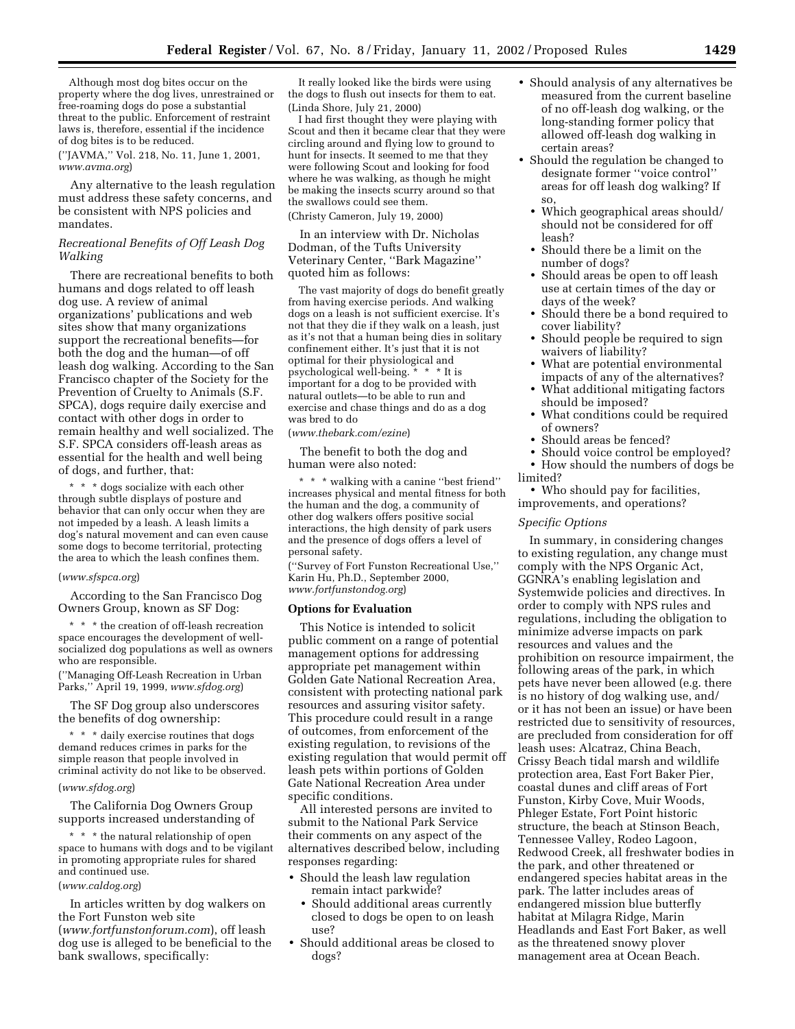Although most dog bites occur on the property where the dog lives, unrestrained or free-roaming dogs do pose a substantial threat to the public. Enforcement of restraint laws is, therefore, essential if the incidence of dog bites is to be reduced.

(''JAVMA,'' Vol. 218, No. 11, June 1, 2001, *www.avma.org*)

Any alternative to the leash regulation must address these safety concerns, and be consistent with NPS policies and mandates.

*Recreational Benefits of Off Leash Dog Walking*

There are recreational benefits to both humans and dogs related to off leash dog use. A review of animal organizations' publications and web sites show that many organizations support the recreational benefits—for both the dog and the human—of off leash dog walking. According to the San Francisco chapter of the Society for the Prevention of Cruelty to Animals (S.F. SPCA), dogs require daily exercise and contact with other dogs in order to remain healthy and well socialized. The S.F. SPCA considers off-leash areas as essential for the health and well being of dogs, and further, that:

> * * * dogs socialize with each other through subtle displays of posture and behavior that can only occur when they are not impeded by a leash. A leash limits a dog's natural movement and can even cause some dogs to become territorial, protecting the area to which the leash confines them.

(*www.sfspca.org*)

According to the San Francisco Dog Owners Group, known as SF Dog:

> * * * the creation of off-leash recreation space encourages the development of well-socialized dog populations as well as owners who are responsible.

(''Managing Off-Leash Recreation in Urban Parks,'' April 19, 1999, *www.sfdog.org*)

The SF Dog group also underscores the benefits of dog ownership:

> * * * daily exercise routines that dogs demand reduces crimes in parks for the simple reason that people involved in criminal activity do not like to be observed.

(*www.sfdog.org*)

The California Dog Owners Group supports increased understanding of

> * * * the natural relationship of open space to humans with dogs and to be vigilant in promoting appropriate rules for shared and continued use.

(*www.caldog.org*)

In articles written by dog walkers on the Fort Funston web site (*www.fortfunstonforum.com*), off leash dog use is alleged to be beneficial to the bank swallows, specifically:

> It really looked like the birds were using the dogs to flush out insects for them to eat. (Linda Shore, July 21, 2000)
>
> I had first thought they were playing with Scout and then it became clear that they were circling around and flying low to ground to hunt for insects. It seemed to me that they were following Scout and looking for food where he was walking, as though he might be making the insects scurry around so that the swallows could see them.

(Christy Cameron, July 19, 2000)

In an interview with Dr. Nicholas Dodman, of the Tufts University Veterinary Center, ''Bark Magazine'' quoted him as follows:

> The vast majority of dogs do benefit greatly from having exercise periods. And walking dogs on a leash is not sufficient exercise. It's not that they die if they walk on a leash, just as it's not that a human being dies in solitary confinement either. It's just that it is not optimal for their physiological and psychological well-being. * * * It is important for a dog to be provided with natural outlets—to be able to run and exercise and chase things and do as a dog was bred to do

(*www.thebark.com/ezine*)

The benefit to both the dog and human were also noted:

> * * * walking with a canine ''best friend'' increases physical and mental fitness for both the human and the dog, a community of other dog walkers offers positive social interactions, the high density of park users and the presence of dogs offers a level of personal safety.

(''Survey of Fort Funston Recreational Use,'' Karin Hu, Ph.D., September 2000, *www.fortfunstondog.org*)

**Options for Evaluation**

This Notice is intended to solicit public comment on a range of potential management options for addressing appropriate pet management within Golden Gate National Recreation Area, consistent with protecting national park resources and assuring visitor safety. This procedure could result in a range of outcomes, from enforcement of the existing regulation, to revisions of the existing regulation that would permit off leash pets within portions of Golden Gate National Recreation Area under specific conditions.

All interested persons are invited to submit to the National Park Service their comments on any aspect of the alternatives described below, including responses regarding:

- Should the leash law regulation remain intact parkwide?
  - Should additional areas currently closed to dogs be open to on leash use?
- Should additional areas be closed to dogs?
- Should analysis of any alternatives be measured from the current baseline of no off-leash dog walking, or the long-standing former policy that allowed off-leash dog walking in certain areas?
- Should the regulation be changed to designate former ''voice control'' areas for off leash dog walking? If so,
  - Which geographical areas should/should not be considered for off leash?
  - Should there be a limit on the number of dogs?
  - Should areas be open to off leash use at certain times of the day or days of the week?
  - Should there be a bond required to cover liability?
  - Should people be required to sign waivers of liability?
  - What are potential environmental impacts of any of the alternatives?
  - What additional mitigating factors should be imposed?
  - What conditions could be required of owners?
  - Should areas be fenced?
  - Should voice control be employed?
- How should the numbers of dogs be limited?
- Who should pay for facilities, improvements, and operations?

*Specific Options*

In summary, in considering changes to existing regulation, any change must comply with the NPS Organic Act, GGNRA's enabling legislation and Systemwide policies and directives. In order to comply with NPS rules and regulations, including the obligation to minimize adverse impacts on park resources and values and the prohibition on resource impairment, the following areas of the park, in which pets have never been allowed (e.g. there is no history of dog walking use, and/or it has not been an issue) or have been restricted due to sensitivity of resources, are precluded from consideration for off leash uses: Alcatraz, China Beach, Crissy Beach tidal marsh and wildlife protection area, East Fort Baker Pier, coastal dunes and cliff areas of Fort Funston, Kirby Cove, Muir Woods, Phleger Estate, Fort Point historic structure, the beach at Stinson Beach, Tennessee Valley, Rodeo Lagoon, Redwood Creek, all freshwater bodies in the park, and other threatened or endangered species habitat areas in the park. The latter includes areas of endangered mission blue butterfly habitat at Milagra Ridge, Marin Headlands and East Fort Baker, as well as the threatened snowy plover management area at Ocean Beach.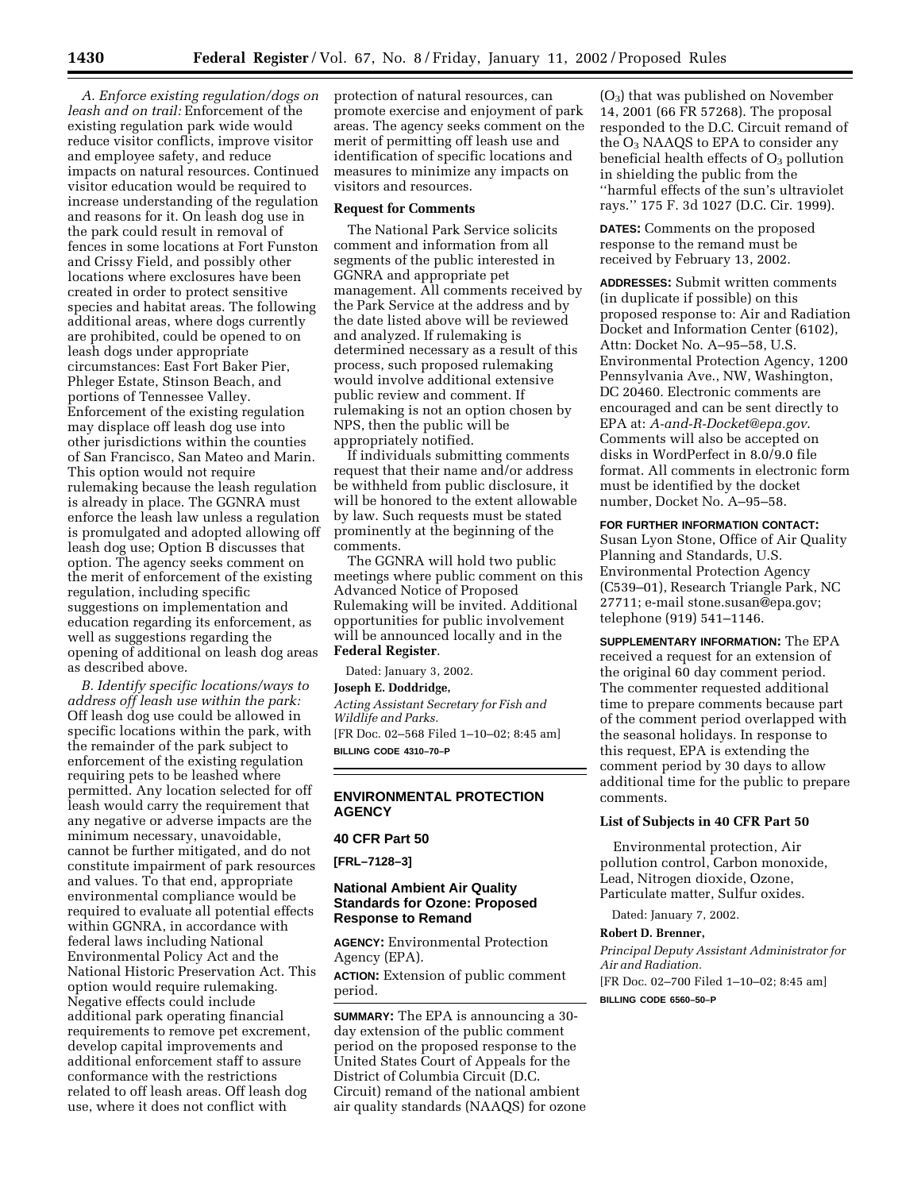*A. Enforce existing regulation/dogs on leash and on trail:* Enforcement of the existing regulation park wide would reduce visitor conflicts, improve visitor and employee safety, and reduce impacts on natural resources. Continued visitor education would be required to increase understanding of the regulation and reasons for it. On leash dog use in the park could result in removal of fences in some locations at Fort Funston and Crissy Field, and possibly other locations where exclosures have been created in order to protect sensitive species and habitat areas. The following additional areas, where dogs currently are prohibited, could be opened to on leash dogs under appropriate circumstances: East Fort Baker Pier, Phleger Estate, Stinson Beach, and portions of Tennessee Valley. Enforcement of the existing regulation may displace off leash dog use into other jurisdictions within the counties of San Francisco, San Mateo and Marin. This option would not require rulemaking because the leash regulation is already in place. The GGNRA must enforce the leash law unless a regulation is promulgated and adopted allowing off leash dog use; Option B discusses that option. The agency seeks comment on the merit of enforcement of the existing regulation, including specific suggestions on implementation and education regarding its enforcement, as well as suggestions regarding the opening of additional on leash dog areas as described above.

*B. Identify specific locations/ways to address off leash use within the park:* Off leash dog use could be allowed in specific locations within the park, with the remainder of the park subject to enforcement of the existing regulation requiring pets to be leashed where permitted. Any location selected for off leash would carry the requirement that any negative or adverse impacts are the minimum necessary, unavoidable, cannot be further mitigated, and do not constitute impairment of park resources and values. To that end, appropriate environmental compliance would be required to evaluate all potential effects within GGNRA, in accordance with federal laws including National Environmental Policy Act and the National Historic Preservation Act. This option would require rulemaking. Negative effects could include additional park operating financial requirements to remove pet excrement, develop capital improvements and additional enforcement staff to assure conformance with the restrictions related to off leash areas. Off leash dog use, where it does not conflict with protection of natural resources, can promote exercise and enjoyment of park areas. The agency seeks comment on the merit of permitting off leash use and identification of specific locations and measures to minimize any impacts on visitors and resources.

**Request for Comments**

The National Park Service solicits comment and information from all segments of the public interested in GGNRA and appropriate pet management. All comments received by the Park Service at the address and by the date listed above will be reviewed and analyzed. If rulemaking is determined necessary as a result of this process, such proposed rulemaking would involve additional extensive public review and comment. If rulemaking is not an option chosen by NPS, then the public will be appropriately notified.

If individuals submitting comments request that their name and/or address be withheld from public disclosure, it will be honored to the extent allowable by law. Such requests must be stated prominently at the beginning of the comments.

The GGNRA will hold two public meetings where public comment on this Advanced Notice of Proposed Rulemaking will be invited. Additional opportunities for public involvement will be announced locally and in the **Federal Register**.

Dated: January 3, 2002.

**Joseph E. Doddridge,**

*Acting Assistant Secretary for Fish and Wildlife and Parks.*

[FR Doc. 02–568 Filed 1–10–02; 8:45 am]

**BILLING CODE 4310–70–P**

---

## ENVIRONMENTAL PROTECTION AGENCY

### 40 CFR Part 50

**[FRL–7128–3]**

### National Ambient Air Quality Standards for Ozone: Proposed Response to Remand

**AGENCY:** Environmental Protection Agency (EPA).

**ACTION:** Extension of public comment period.

**SUMMARY:** The EPA is announcing a 30-day extension of the public comment period on the proposed response to the United States Court of Appeals for the District of Columbia Circuit (D.C. Circuit) remand of the national ambient air quality standards (NAAQS) for ozone ($O_3$) that was published on November 14, 2001 (66 FR 57268). The proposal responded to the D.C. Circuit remand of the $O_3$ NAAQS to EPA to consider any beneficial health effects of $O_3$ pollution in shielding the public from the ''harmful effects of the sun's ultraviolet rays.'' 175 F. 3d 1027 (D.C. Cir. 1999).

**DATES:** Comments on the proposed response to the remand must be received by February 13, 2002.

**ADDRESSES:** Submit written comments (in duplicate if possible) on this proposed response to: Air and Radiation Docket and Information Center (6102), Attn: Docket No. A–95–58, U.S. Environmental Protection Agency, 1200 Pennsylvania Ave., NW, Washington, DC 20460. Electronic comments are encouraged and can be sent directly to EPA at: *A-and-R-Docket@epa.gov*. Comments will also be accepted on disks in WordPerfect in 8.0/9.0 file format. All comments in electronic form must be identified by the docket number, Docket No. A–95–58.

**FOR FURTHER INFORMATION CONTACT:** Susan Lyon Stone, Office of Air Quality Planning and Standards, U.S. Environmental Protection Agency (C539–01), Research Triangle Park, NC 27711; e-mail stone.susan@epa.gov; telephone (919) 541–1146.

**SUPPLEMENTARY INFORMATION:** The EPA received a request for an extension of the original 60 day comment period. The commenter requested additional time to prepare comments because part of the comment period overlapped with the seasonal holidays. In response to this request, EPA is extending the comment period by 30 days to allow additional time for the public to prepare comments.

**List of Subjects in 40 CFR Part 50**

Environmental protection, Air pollution control, Carbon monoxide, Lead, Nitrogen dioxide, Ozone, Particulate matter, Sulfur oxides.

Dated: January 7, 2002.

**Robert D. Brenner,**

*Principal Deputy Assistant Administrator for Air and Radiation.*

[FR Doc. 02–700 Filed 1–10–02; 8:45 am]

**BILLING CODE 6560–50–P**